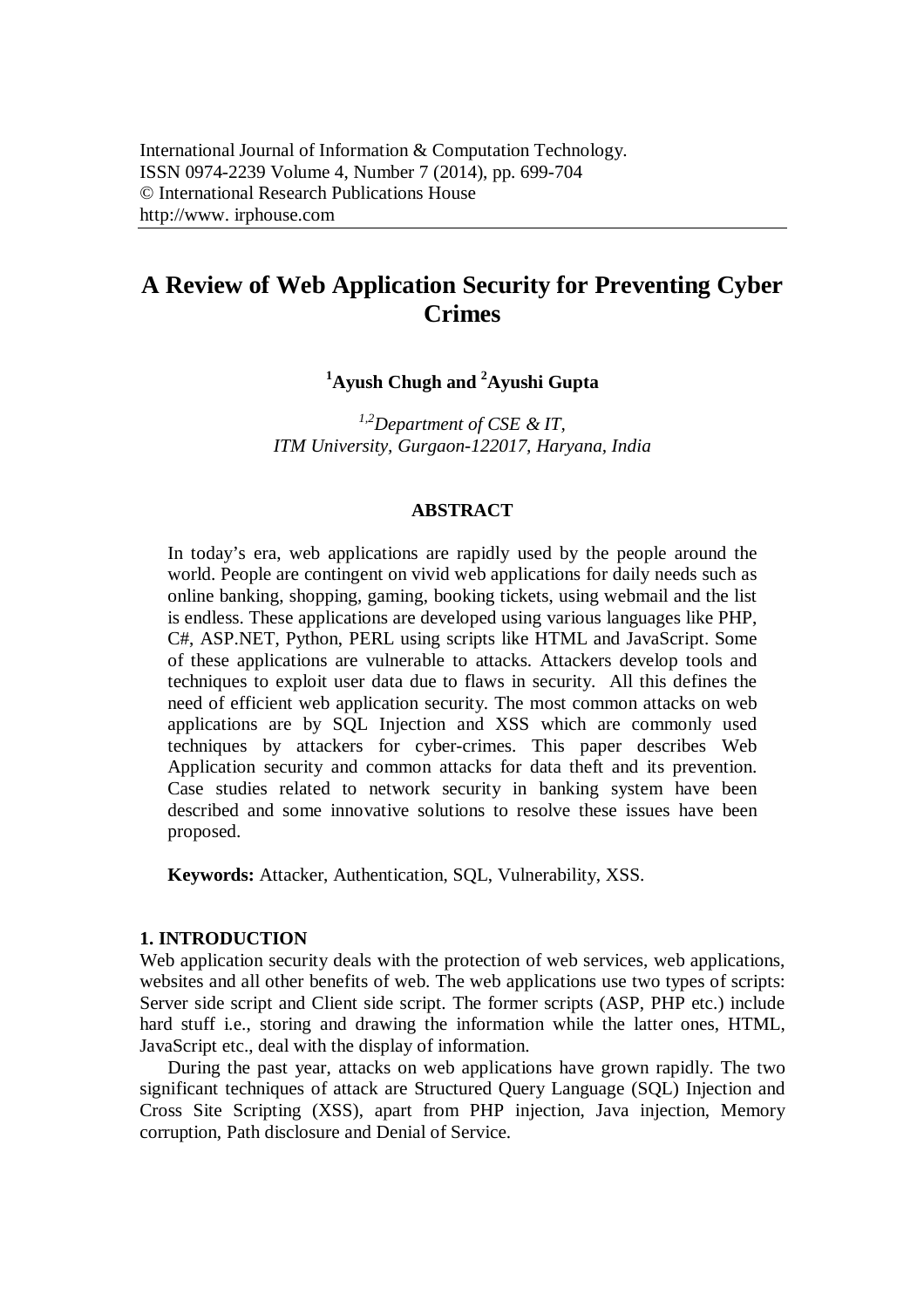International Journal of Information & Computation Technology.
ISSN 0974-2239 Volume 4, Number 7 (2014), pp. 699-704
© International Research Publications House
http://www. irphouse.com

# A Review of Web Application Security for Preventing Cyber Crimes

**[1]Ayush Chugh and [2]Ayushi Gupta**

*[1,2]Department of CSE & IT,*
*ITM University, Gurgaon-122017, Haryana, India*

## ABSTRACT

In today's era, web applications are rapidly used by the people around the world. People are contingent on vivid web applications for daily needs such as online banking, shopping, gaming, booking tickets, using webmail and the list is endless. These applications are developed using various languages like PHP, C#, ASP.NET, Python, PERL using scripts like HTML and JavaScript. Some of these applications are vulnerable to attacks. Attackers develop tools and techniques to exploit user data due to flaws in security. All this defines the need of efficient web application security. The most common attacks on web applications are by SQL Injection and XSS which are commonly used techniques by attackers for cyber-crimes. This paper describes Web Application security and common attacks for data theft and its prevention. Case studies related to network security in banking system have been described and some innovative solutions to resolve these issues have been proposed.

**Keywords:** Attacker, Authentication, SQL, Vulnerability, XSS.

## 1. INTRODUCTION

Web application security deals with the protection of web services, web applications, websites and all other benefits of web. The web applications use two types of scripts: Server side script and Client side script. The former scripts (ASP, PHP etc.) include hard stuff i.e., storing and drawing the information while the latter ones, HTML, JavaScript etc., deal with the display of information.

During the past year, attacks on web applications have grown rapidly. The two significant techniques of attack are Structured Query Language (SQL) Injection and Cross Site Scripting (XSS), apart from PHP injection, Java injection, Memory corruption, Path disclosure and Denial of Service.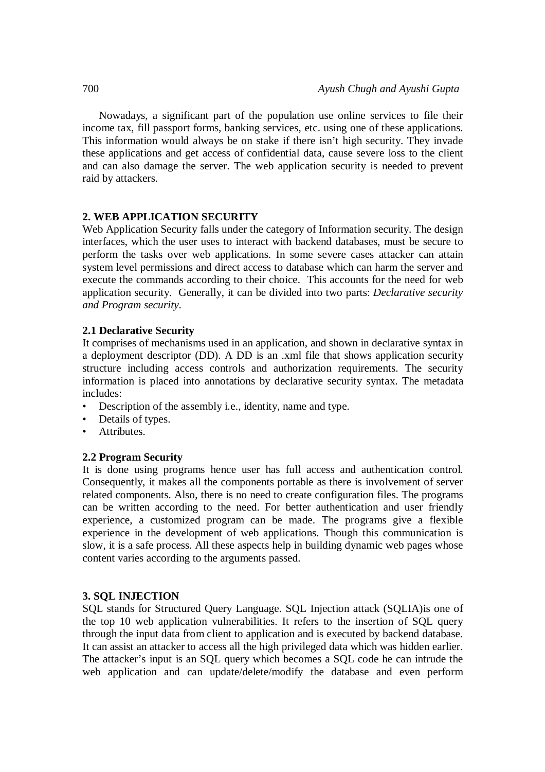Nowadays, a significant part of the population use online services to file their income tax, fill passport forms, banking services, etc. using one of these applications. This information would always be on stake if there isn't high security. They invade these applications and get access of confidential data, cause severe loss to the client and can also damage the server. The web application security is needed to prevent raid by attackers.

## 2. WEB APPLICATION SECURITY

Web Application Security falls under the category of Information security. The design interfaces, which the user uses to interact with backend databases, must be secure to perform the tasks over web applications. In some severe cases attacker can attain system level permissions and direct access to database which can harm the server and execute the commands according to their choice. This accounts for the need for web application security. Generally, it can be divided into two parts: *Declarative security and Program security*.

### 2.1 Declarative Security

It comprises of mechanisms used in an application, and shown in declarative syntax in a deployment descriptor (DD). A DD is an .xml file that shows application security structure including access controls and authorization requirements. The security information is placed into annotations by declarative security syntax. The metadata includes:

- Description of the assembly i.e., identity, name and type.
- Details of types.
- Attributes.

### 2.2 Program Security

It is done using programs hence user has full access and authentication control. Consequently, it makes all the components portable as there is involvement of server related components. Also, there is no need to create configuration files. The programs can be written according to the need. For better authentication and user friendly experience, a customized program can be made. The programs give a flexible experience in the development of web applications. Though this communication is slow, it is a safe process. All these aspects help in building dynamic web pages whose content varies according to the arguments passed.

## 3. SQL INJECTION

SQL stands for Structured Query Language. SQL Injection attack (SQLIA)is one of the top 10 web application vulnerabilities. It refers to the insertion of SQL query through the input data from client to application and is executed by backend database. It can assist an attacker to access all the high privileged data which was hidden earlier. The attacker's input is an SQL query which becomes a SQL code he can intrude the web application and can update/delete/modify the database and even perform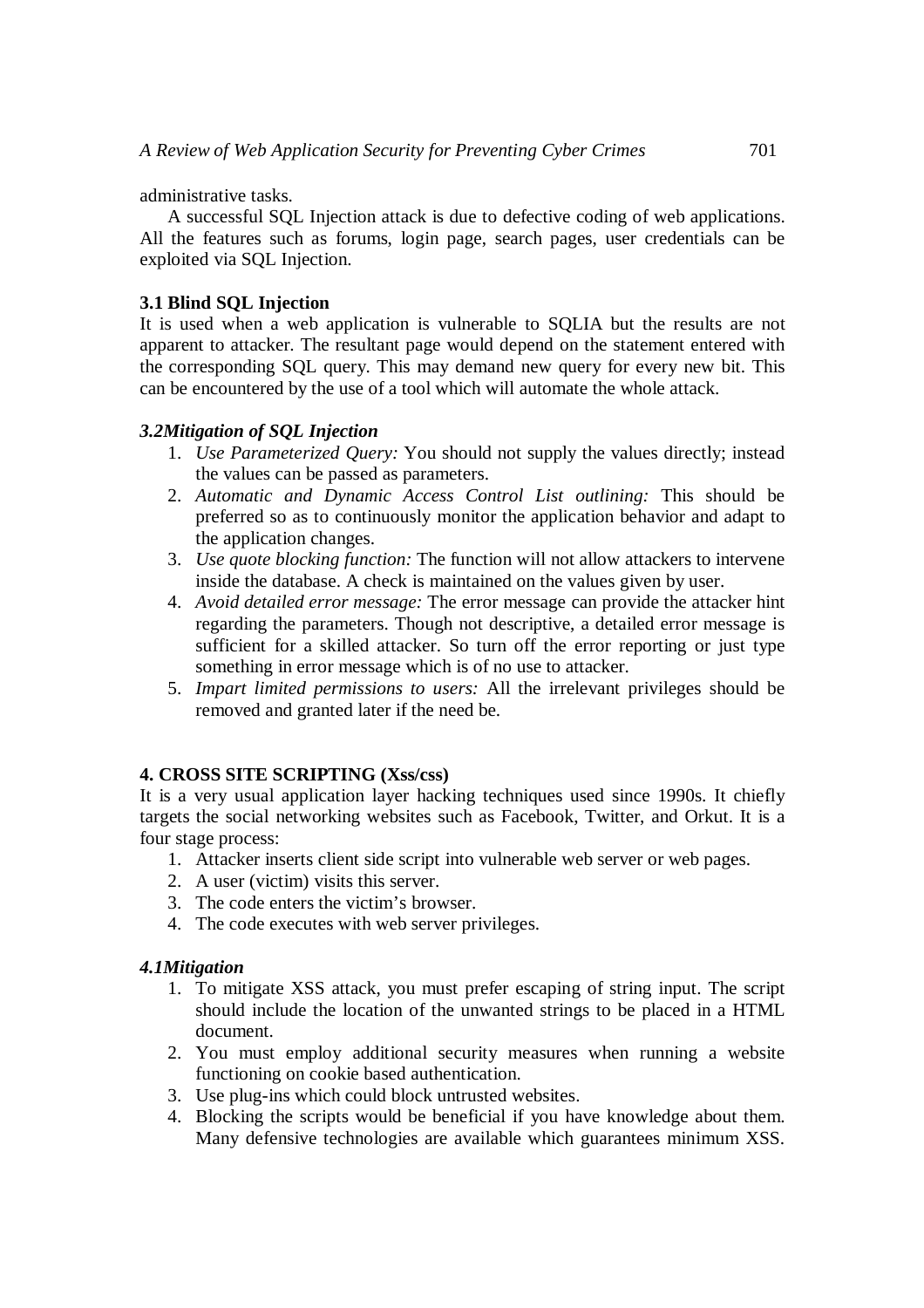administrative tasks.

A successful SQL Injection attack is due to defective coding of web applications. All the features such as forums, login page, search pages, user credentials can be exploited via SQL Injection.

### 3.1 Blind SQL Injection

It is used when a web application is vulnerable to SQLIA but the results are not apparent to attacker. The resultant page would depend on the statement entered with the corresponding SQL query. This may demand new query for every new bit. This can be encountered by the use of a tool which will automate the whole attack.

### *3.2Mitigation of SQL Injection*

1. *Use Parameterized Query:* You should not supply the values directly; instead the values can be passed as parameters.
2. *Automatic and Dynamic Access Control List outlining:* This should be preferred so as to continuously monitor the application behavior and adapt to the application changes.
3. *Use quote blocking function:* The function will not allow attackers to intervene inside the database. A check is maintained on the values given by user.
4. *Avoid detailed error message:* The error message can provide the attacker hint regarding the parameters. Though not descriptive, a detailed error message is sufficient for a skilled attacker. So turn off the error reporting or just type something in error message which is of no use to attacker.
5. *Impart limited permissions to users:* All the irrelevant privileges should be removed and granted later if the need be.

## 4. CROSS SITE SCRIPTING (Xss/css)

It is a very usual application layer hacking techniques used since 1990s. It chiefly targets the social networking websites such as Facebook, Twitter, and Orkut. It is a four stage process:

1. Attacker inserts client side script into vulnerable web server or web pages.
2. A user (victim) visits this server.
3. The code enters the victim's browser.
4. The code executes with web server privileges.

### *4.1Mitigation*

1. To mitigate XSS attack, you must prefer escaping of string input. The script should include the location of the unwanted strings to be placed in a HTML document.
2. You must employ additional security measures when running a website functioning on cookie based authentication.
3. Use plug-ins which could block untrusted websites.
4. Blocking the scripts would be beneficial if you have knowledge about them. Many defensive technologies are available which guarantees minimum XSS.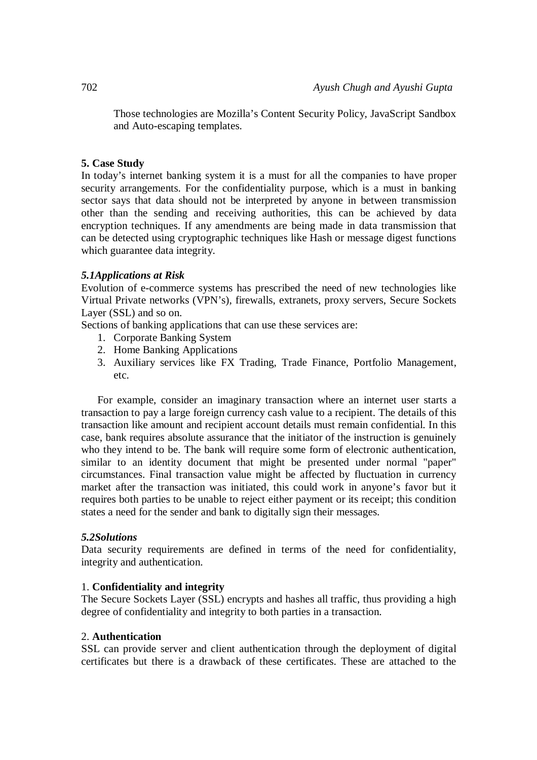Those technologies are Mozilla's Content Security Policy, JavaScript Sandbox and Auto-escaping templates.

## 5. Case Study

In today's internet banking system it is a must for all the companies to have proper security arrangements. For the confidentiality purpose, which is a must in banking sector says that data should not be interpreted by anyone in between transmission other than the sending and receiving authorities, this can be achieved by data encryption techniques. If any amendments are being made in data transmission that can be detected using cryptographic techniques like Hash or message digest functions which guarantee data integrity.

### *5.1Applications at Risk*

Evolution of e-commerce systems has prescribed the need of new technologies like Virtual Private networks (VPN's), firewalls, extranets, proxy servers, Secure Sockets Layer (SSL) and so on.

Sections of banking applications that can use these services are:

1. Corporate Banking System
2. Home Banking Applications
3. Auxiliary services like FX Trading, Trade Finance, Portfolio Management, etc.

For example, consider an imaginary transaction where an internet user starts a transaction to pay a large foreign currency cash value to a recipient. The details of this transaction like amount and recipient account details must remain confidential. In this case, bank requires absolute assurance that the initiator of the instruction is genuinely who they intend to be. The bank will require some form of electronic authentication, similar to an identity document that might be presented under normal "paper" circumstances. Final transaction value might be affected by fluctuation in currency market after the transaction was initiated, this could work in anyone's favor but it requires both parties to be unable to reject either payment or its receipt; this condition states a need for the sender and bank to digitally sign their messages.

### *5.2Solutions*

Data security requirements are defined in terms of the need for confidentiality, integrity and authentication.

1. **Confidentiality and integrity**

The Secure Sockets Layer (SSL) encrypts and hashes all traffic, thus providing a high degree of confidentiality and integrity to both parties in a transaction.

2. **Authentication**

SSL can provide server and client authentication through the deployment of digital certificates but there is a drawback of these certificates. These are attached to the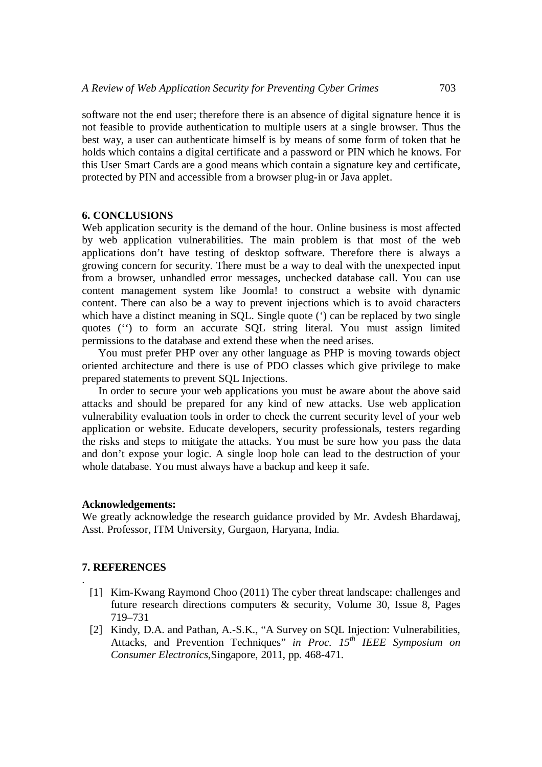software not the end user; therefore there is an absence of digital signature hence it is not feasible to provide authentication to multiple users at a single browser. Thus the best way, a user can authenticate himself is by means of some form of token that he holds which contains a digital certificate and a password or PIN which he knows. For this User Smart Cards are a good means which contain a signature key and certificate, protected by PIN and accessible from a browser plug-in or Java applet.

## 6. CONCLUSIONS

Web application security is the demand of the hour. Online business is most affected by web application vulnerabilities. The main problem is that most of the web applications don't have testing of desktop software. Therefore there is always a growing concern for security. There must be a way to deal with the unexpected input from a browser, unhandled error messages, unchecked database call. You can use content management system like Joomla! to construct a website with dynamic content. There can also be a way to prevent injections which is to avoid characters which have a distinct meaning in SQL. Single quote (') can be replaced by two single quotes ('') to form an accurate SQL string literal. You must assign limited permissions to the database and extend these when the need arises.

You must prefer PHP over any other language as PHP is moving towards object oriented architecture and there is use of PDO classes which give privilege to make prepared statements to prevent SQL Injections.

In order to secure your web applications you must be aware about the above said attacks and should be prepared for any kind of new attacks. Use web application vulnerability evaluation tools in order to check the current security level of your web application or website. Educate developers, security professionals, testers regarding the risks and steps to mitigate the attacks. You must be sure how you pass the data and don't expose your logic. A single loop hole can lead to the destruction of your whole database. You must always have a backup and keep it safe.

**Acknowledgements:**

We greatly acknowledge the research guidance provided by Mr. Avdesh Bhardawaj, Asst. Professor, ITM University, Gurgaon, Haryana, India.

## 7. REFERENCES

[1] Kim-Kwang Raymond Choo (2011) The cyber threat landscape: challenges and future research directions computers & security, Volume 30, Issue 8, Pages 719–731

[2] Kindy, D.A. and Pathan, A.-S.K., "A Survey on SQL Injection: Vulnerabilities, Attacks, and Prevention Techniques" *in Proc. 15th IEEE Symposium on Consumer Electronics*,Singapore, 2011, pp. 468-471.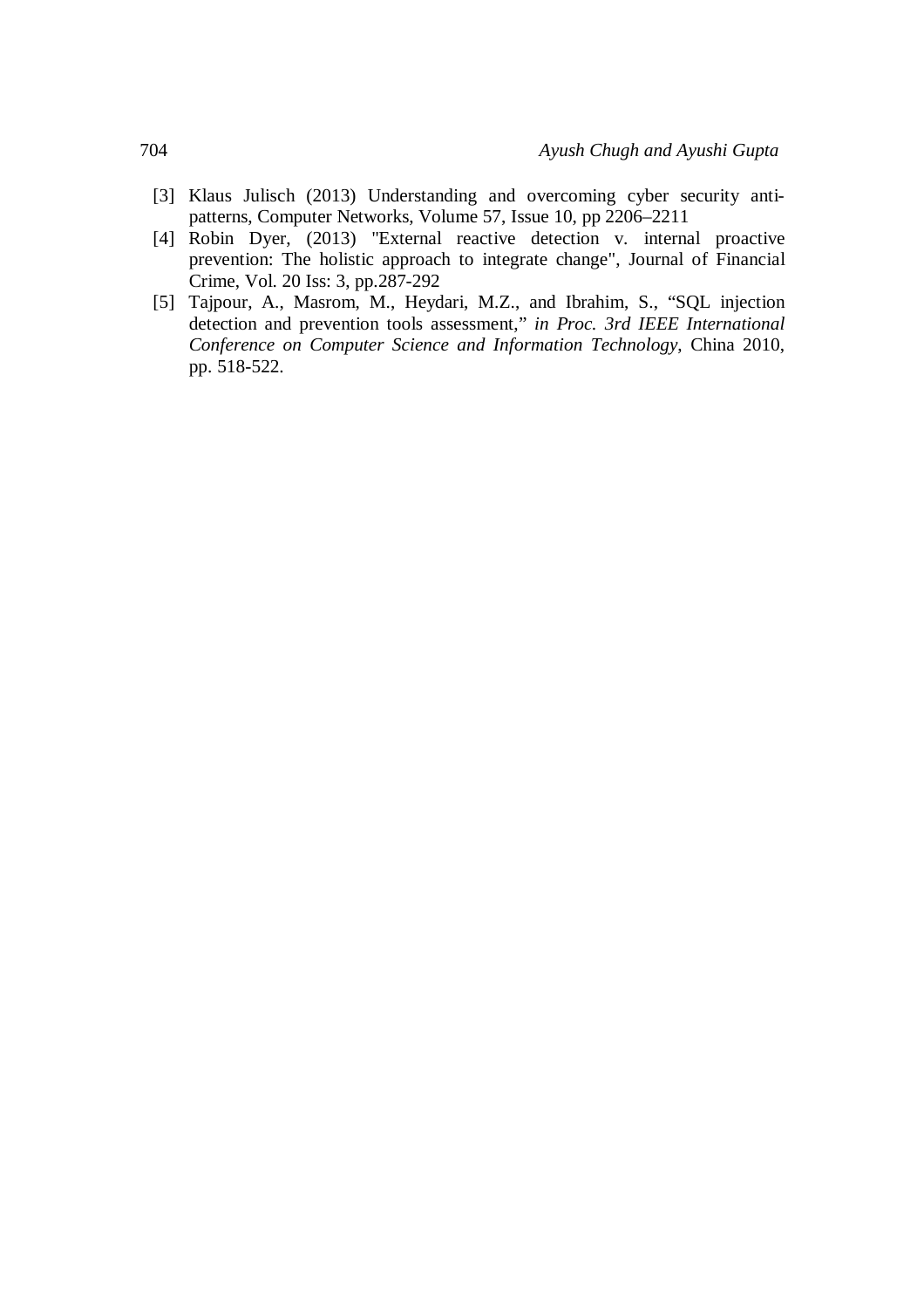[3] Klaus Julisch (2013) Understanding and overcoming cyber security anti-patterns, Computer Networks, Volume 57, Issue 10, pp 2206–2211

[4] Robin Dyer, (2013) "External reactive detection v. internal proactive prevention: The holistic approach to integrate change", Journal of Financial Crime, Vol. 20 Iss: 3, pp.287-292

[5] Tajpour, A., Masrom, M., Heydari, M.Z., and Ibrahim, S., "SQL injection detection and prevention tools assessment," *in Proc. 3rd IEEE International Conference on Computer Science and Information Technology*, China 2010, pp. 518-522.